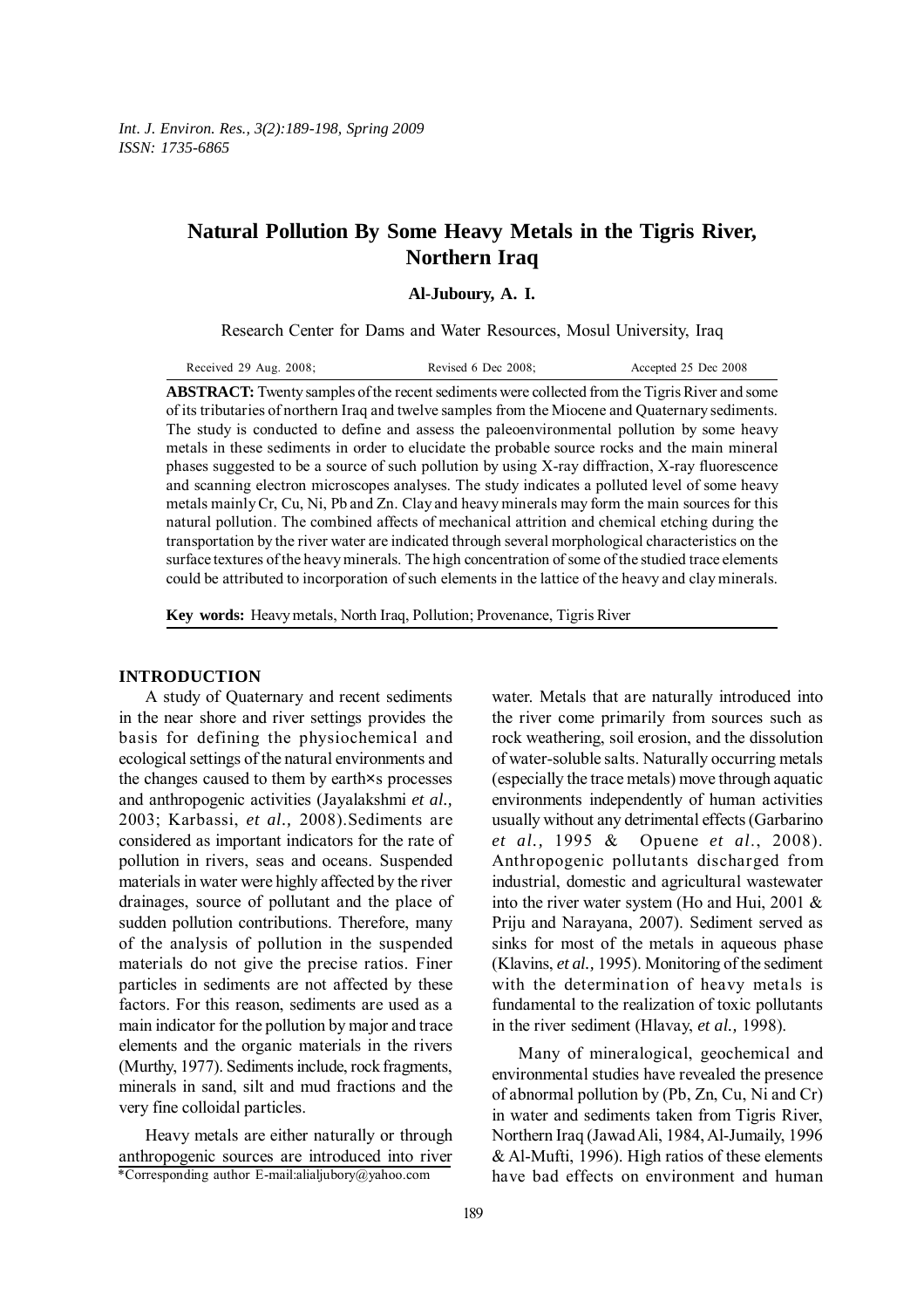# Natural Pollution By Some Heavy Metals in the Tigris River, Northern Iraq

**Al-Juboury, A. I.**

Research Center for Dams and Water Resources, Mosul University, Iraq

Received 29 Aug. 2008; Revised 6 Dec 2008; Accepted 25 Dec 2008

**ABSTRACT:** Twenty samples of the recent sediments were collected from the Tigris River and some of its tributaries of northern Iraq and twelve samples from the Miocene and Quaternary sediments. The study is conducted to define and assess the paleoenvironmental pollution by some heavy metals in these sediments in order to elucidate the probable source rocks and the main mineral phases suggested to be a source of such pollution by using X-ray diffraction, X-ray fluorescence and scanning electron microscopes analyses. The study indicates a polluted level of some heavy metals mainly Cr, Cu, Ni, Pb and Zn. Clay and heavy minerals may form the main sources for this natural pollution. The combined affects of mechanical attrition and chemical etching during the transportation by the river water are indicated through several morphological characteristics on the surface textures of the heavy minerals. The high concentration of some of the studied trace elements could be attributed to incorporation of such elements in the lattice of the heavy and clay minerals.

**Key words:** Heavy metals, North Iraq, Pollution; Provenance, Tigris River

## INTRODUCTION

A study of Quaternary and recent sediments in the near shore and river settings provides the basis for defining the physiochemical and ecological settings of the natural environments and the changes caused to them by earth×s processes and anthropogenic activities (Jayalakshmi *et al.,* 2003; Karbassi, *et al.,* 2008).Sediments are considered as important indicators for the rate of pollution in rivers, seas and oceans. Suspended materials in water were highly affected by the river drainages, source of pollutant and the place of sudden pollution contributions. Therefore, many of the analysis of pollution in the suspended materials do not give the precise ratios. Finer particles in sediments are not affected by these factors. For this reason, sediments are used as a main indicator for the pollution by major and trace elements and the organic materials in the rivers (Murthy, 1977). Sediments include, rock fragments, minerals in sand, silt and mud fractions and the very fine colloidal particles.

Heavy metals are either naturally or through anthropogenic sources are introduced into river water. Metals that are naturally introduced into the river come primarily from sources such as rock weathering, soil erosion, and the dissolution of water-soluble salts. Naturally occurring metals (especially the trace metals) move through aquatic environments independently of human activities usually without any detrimental effects (Garbarino *et al.,* 1995 & Opuene *et al*., 2008). Anthropogenic pollutants discharged from industrial, domestic and agricultural wastewater into the river water system (Ho and Hui, 2001 & Priju and Narayana, 2007). Sediment served as sinks for most of the metals in aqueous phase (Klavins, *et al.,* 1995). Monitoring of the sediment with the determination of heavy metals is fundamental to the realization of toxic pollutants in the river sediment (Hlavay, *et al.,* 1998).

Many of mineralogical, geochemical and environmental studies have revealed the presence of abnormal pollution by (Pb, Zn, Cu, Ni and Cr) in water and sediments taken from Tigris River, Northern Iraq (Jawad Ali, 1984, Al-Jumaily, 1996 & Al-Mufti, 1996). High ratios of these elements have bad effects on environment and human

*Corresponding author E-mail:alialjubory@yahoo.com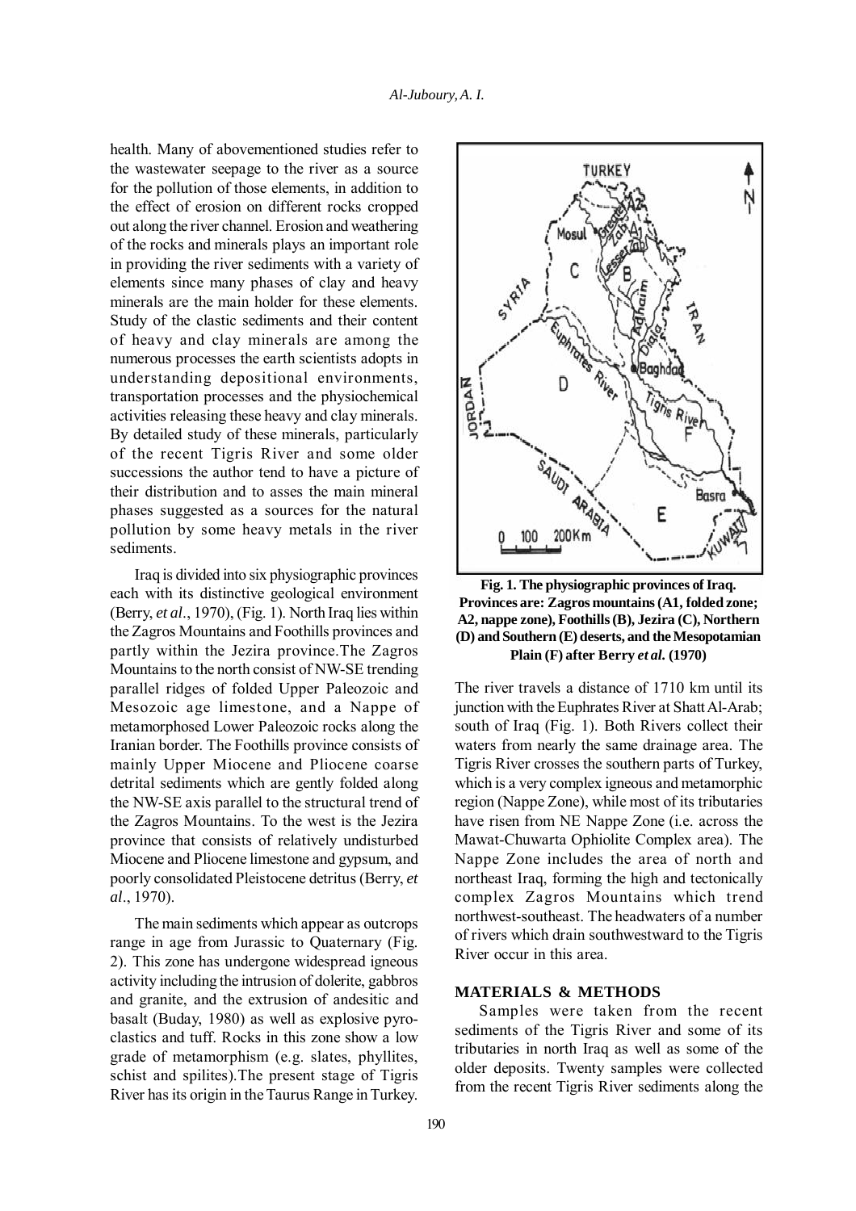health. Many of abovementioned studies refer to the wastewater seepage to the river as a source for the pollution of those elements, in addition to the effect of erosion on different rocks cropped out along the river channel. Erosion and weathering of the rocks and minerals plays an important role in providing the river sediments with a variety of elements since many phases of clay and heavy minerals are the main holder for these elements. Study of the clastic sediments and their content of heavy and clay minerals are among the numerous processes the earth scientists adopts in understanding depositional environments, transportation processes and the physiochemical activities releasing these heavy and clay minerals. By detailed study of these minerals, particularly of the recent Tigris River and some older successions the author tend to have a picture of their distribution and to asses the main mineral phases suggested as a sources for the natural pollution by some heavy metals in the river sediments.

Iraq is divided into six physiographic provinces each with its distinctive geological environment (Berry, *et al*., 1970), (Fig. 1). North Iraq lies within the Zagros Mountains and Foothills provinces and partly within the Jezira province.The Zagros Mountains to the north consist of NW-SE trending parallel ridges of folded Upper Paleozoic and Mesozoic age limestone, and a Nappe of metamorphosed Lower Paleozoic rocks along the Iranian border. The Foothills province consists of mainly Upper Miocene and Pliocene coarse detrital sediments which are gently folded along the NW-SE axis parallel to the structural trend of the Zagros Mountains. To the west is the Jezira province that consists of relatively undisturbed Miocene and Pliocene limestone and gypsum, and poorly consolidated Pleistocene detritus (Berry, *et al*., 1970).

The main sediments which appear as outcrops range in age from Jurassic to Quaternary (Fig. 2). This zone has undergone widespread igneous activity including the intrusion of dolerite, gabbros and granite, and the extrusion of andesitic and basalt (Buday, 1980) as well as explosive pyroclastics and tuff. Rocks in this zone show a low grade of metamorphism (e.g. slates, phyllites, schist and spilites).The present stage of Tigris River has its origin in the Taurus Range in Turkey.

**Fig. 1. The physiographic provinces of Iraq. Provinces are: Zagros mountains (A1, folded zone; A2, nappe zone), Foothills (B), Jezira (C), Northern (D) and Southern (E) deserts, and the Mesopotamian Plain (F) after Berry *et al.* (1970)**

The river travels a distance of 1710 km until its junction with the Euphrates River at Shatt Al-Arab; south of Iraq (Fig. 1). Both Rivers collect their waters from nearly the same drainage area. The Tigris River crosses the southern parts of Turkey, which is a very complex igneous and metamorphic region (Nappe Zone), while most of its tributaries have risen from NE Nappe Zone (i.e. across the Mawat-Chuwarta Ophiolite Complex area). The Nappe Zone includes the area of north and northeast Iraq, forming the high and tectonically complex Zagros Mountains which trend northwest-southeast. The headwaters of a number of rivers which drain southwestward to the Tigris River occur in this area.

## MATERIALS & METHODS

Samples were taken from the recent sediments of the Tigris River and some of its tributaries in north Iraq as well as some of the older deposits. Twenty samples were collected from the recent Tigris River sediments along the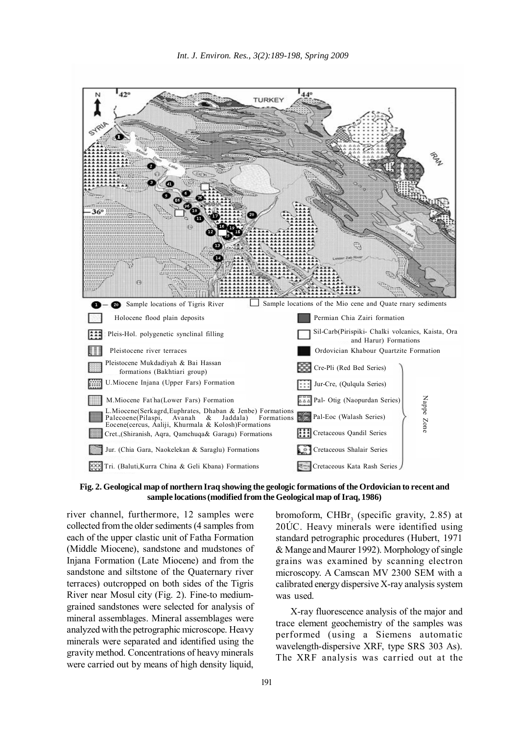**Fig. 2. Geological map of northern Iraq showing the geologic formations of the Ordovician to recent and sample locations (modified from the Geological map of Iraq, 1986)**

river channel, furthermore, 12 samples were collected from the older sediments (4 samples from each of the upper clastic unit of Fatha Formation (Middle Miocene), sandstone and mudstones of Injana Formation (Late Miocene) and from the sandstone and siltstone of the Quaternary river terraces) outcropped on both sides of the Tigris River near Mosul city (Fig. 2). Fine-to medium-grained sandstones were selected for analysis of mineral assemblages. Mineral assemblages were analyzed with the petrographic microscope. Heavy minerals were separated and identified using the gravity method. Concentrations of heavy minerals were carried out by means of high density liquid, bromoform, $CHBr_3$ (specific gravity, 2.85) at 20ÚC. Heavy minerals were identified using standard petrographic procedures (Hubert, 1971 & Mange and Maurer 1992). Morphology of single grains was examined by scanning electron microscopy. A Camscan MV 2300 SEM with a calibrated energy dispersive X-ray analysis system was used.

X-ray fluorescence analysis of the major and trace element geochemistry of the samples was performed (using a Siemens automatic wavelength-dispersive XRF, type SRS 303 As). The XRF analysis was carried out at the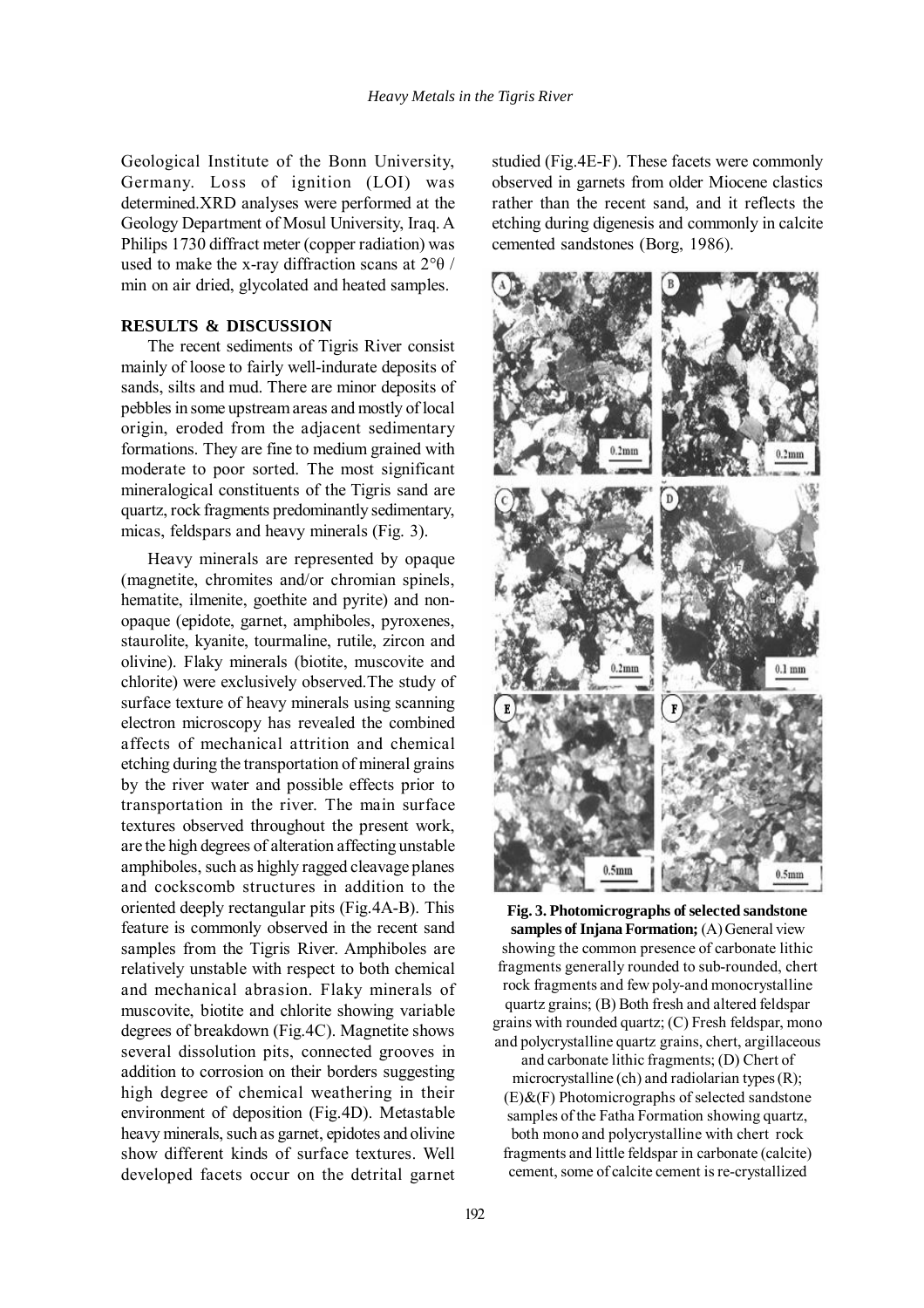Geological Institute of the Bonn University, Germany. Loss of ignition (LOI) was determined.XRD analyses were performed at the Geology Department of Mosul University, Iraq. A Philips 1730 diffract meter (copper radiation) was used to make the x-ray diffraction scans at 2°θ / min on air dried, glycolated and heated samples.

## RESULTS & DISCUSSION

The recent sediments of Tigris River consist mainly of loose to fairly well-indurate deposits of sands, silts and mud. There are minor deposits of pebbles in some upstream areas and mostly of local origin, eroded from the adjacent sedimentary formations. They are fine to medium grained with moderate to poor sorted. The most significant mineralogical constituents of the Tigris sand are quartz, rock fragments predominantly sedimentary, micas, feldspars and heavy minerals (Fig. 3).

Heavy minerals are represented by opaque (magnetite, chromites and/or chromian spinels, hematite, ilmenite, goethite and pyrite) and non-opaque (epidote, garnet, amphiboles, pyroxenes, staurolite, kyanite, tourmaline, rutile, zircon and olivine). Flaky minerals (biotite, muscovite and chlorite) were exclusively observed.The study of surface texture of heavy minerals using scanning electron microscopy has revealed the combined affects of mechanical attrition and chemical etching during the transportation of mineral grains by the river water and possible effects prior to transportation in the river. The main surface textures observed throughout the present work, are the high degrees of alteration affecting unstable amphiboles, such as highly ragged cleavage planes and cockscomb structures in addition to the oriented deeply rectangular pits (Fig.4A-B). This feature is commonly observed in the recent sand samples from the Tigris River. Amphiboles are relatively unstable with respect to both chemical and mechanical abrasion. Flaky minerals of muscovite, biotite and chlorite showing variable degrees of breakdown (Fig.4C). Magnetite shows several dissolution pits, connected grooves in addition to corrosion on their borders suggesting high degree of chemical weathering in their environment of deposition (Fig.4D). Metastable heavy minerals, such as garnet, epidotes and olivine show different kinds of surface textures. Well developed facets occur on the detrital garnet studied (Fig.4E-F). These facets were commonly observed in garnets from older Miocene clastics rather than the recent sand, and it reflects the etching during digenesis and commonly in calcite cemented sandstones (Borg, 1986).

**Fig. 3. Photomicrographs of selected sandstone samples of Injana Formation;** (A) General view showing the common presence of carbonate lithic fragments generally rounded to sub-rounded, chert rock fragments and few poly-and monocrystalline quartz grains; (B) Both fresh and altered feldspar grains with rounded quartz; (C) Fresh feldspar, mono and polycrystalline quartz grains, chert, argillaceous and carbonate lithic fragments; (D) Chert of microcrystalline (ch) and radiolarian types (R); (E)&(F) Photomicrographs of selected sandstone samples of the Fatha Formation showing quartz, both mono and polycrystalline with chert rock fragments and little feldspar in carbonate (calcite) cement, some of calcite cement is re-crystallized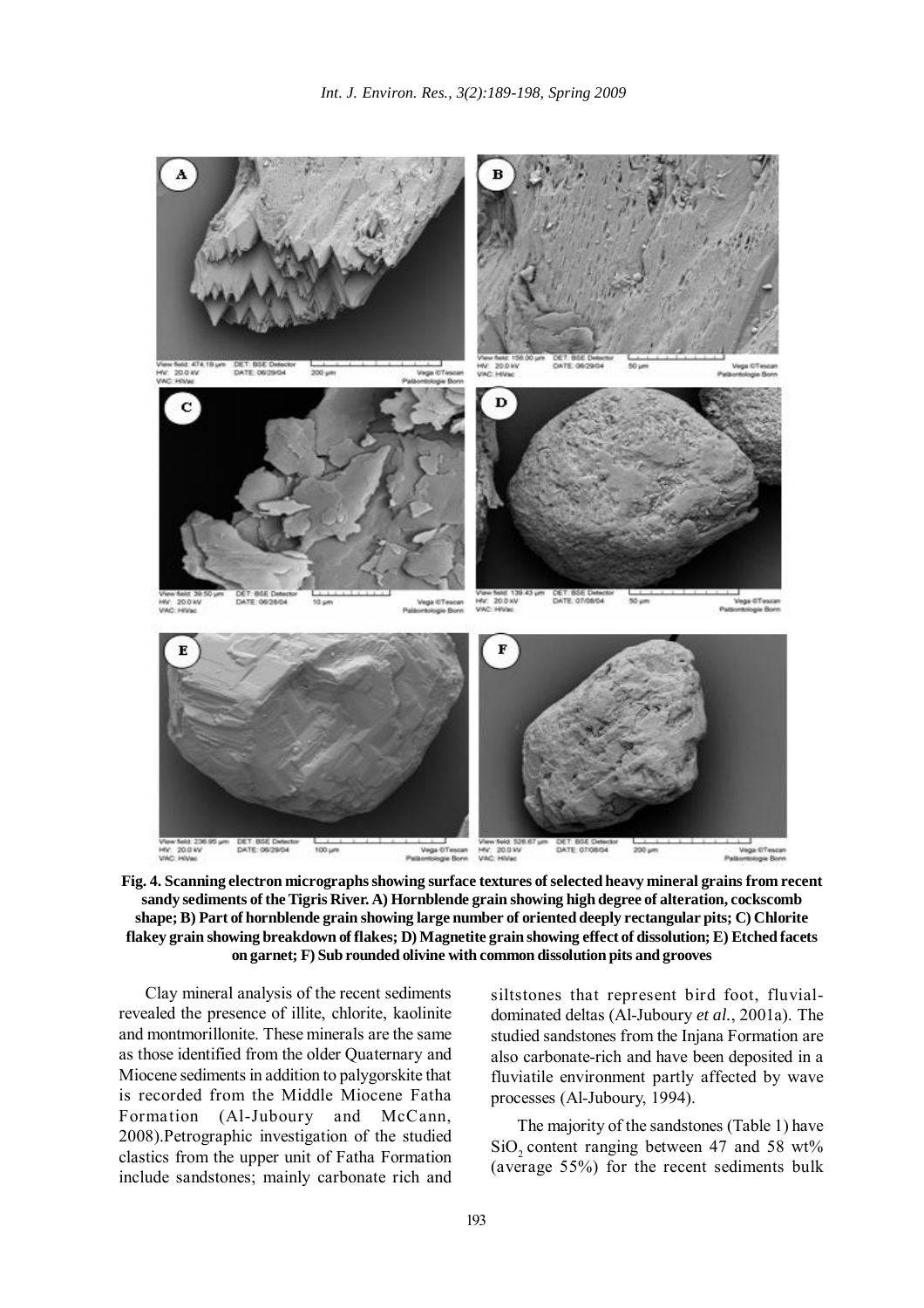**Fig. 4. Scanning electron micrographs showing surface textures of selected heavy mineral grains from recent sandy sediments of the Tigris River. A) Hornblende grain showing high degree of alteration, cockscomb shape; B) Part of hornblende grain showing large number of oriented deeply rectangular pits; C) Chlorite flakey grain showing breakdown of flakes; D) Magnetite grain showing effect of dissolution; E) Etched facets on garnet; F) Sub rounded olivine with common dissolution pits and grooves**

Clay mineral analysis of the recent sediments revealed the presence of illite, chlorite, kaolinite and montmorillonite. These minerals are the same as those identified from the older Quaternary and Miocene sediments in addition to palygorskite that is recorded from the Middle Miocene Fatha Formation (Al-Juboury and McCann, 2008).Petrographic investigation of the studied clastics from the upper unit of Fatha Formation include sandstones; mainly carbonate rich and siltstones that represent bird foot, fluvial-dominated deltas (Al-Juboury *et al.*, 2001a). The studied sandstones from the Injana Formation are also carbonate-rich and have been deposited in a fluviatile environment partly affected by wave processes (Al-Juboury, 1994).

The majority of the sandstones (Table 1) have $SiO_2$ content ranging between 47 and 58 wt% (average 55%) for the recent sediments bulk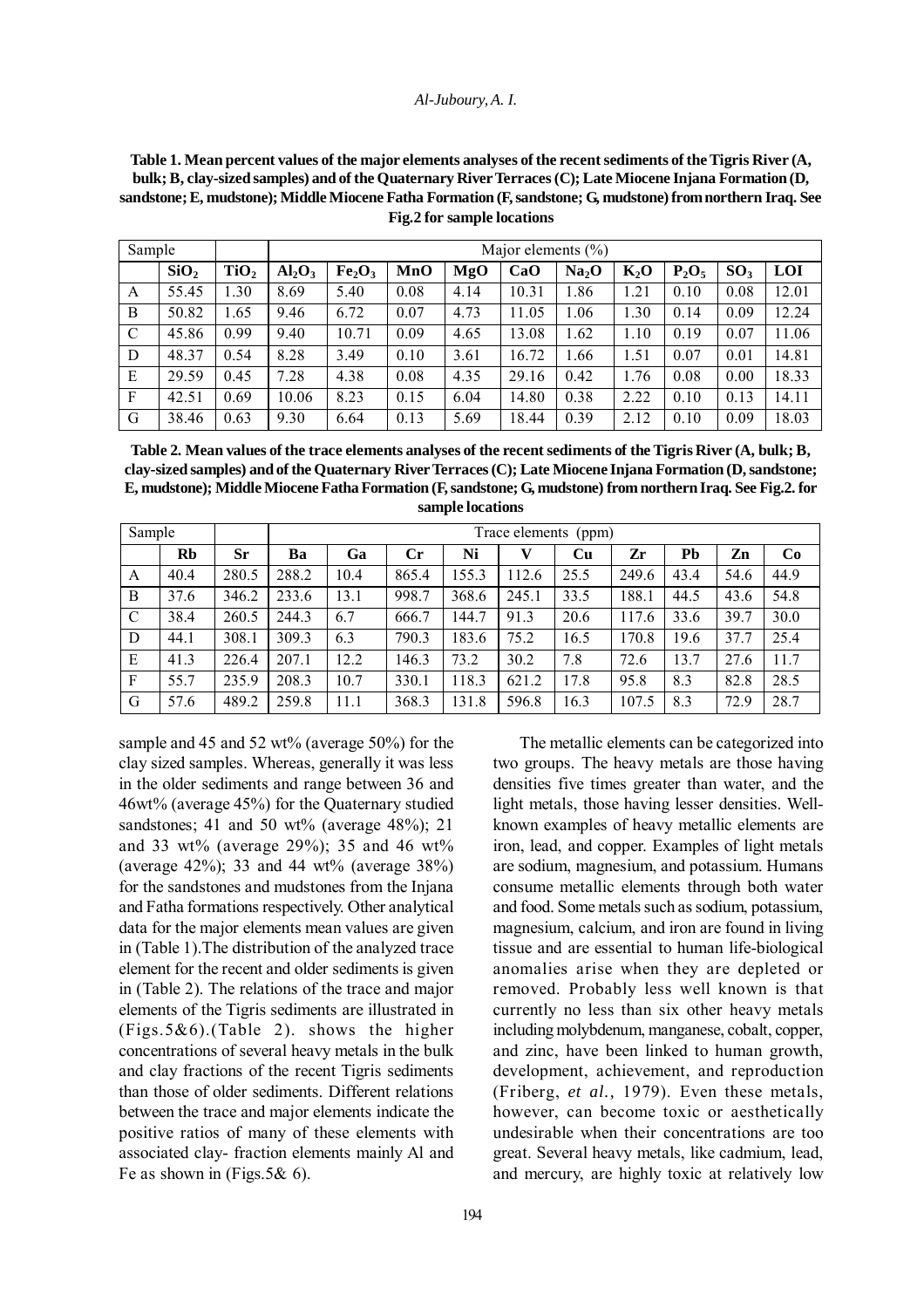**Table 1. Mean percent values of the major elements analyses of the recent sediments of the Tigris River (A, bulk; B, clay-sized samples) and of the Quaternary River Terraces (C); Late Miocene Injana Formation (D, sandstone; E, mudstone); Middle Miocene Fatha Formation (F, sandstone; G, mudstone) from northern Iraq. See Fig.2 for sample locations**

| Sample | | | Major elements (%) | | | | | | | | | |
|---|---|---|---|---|---|---|---|---|---|---|---|---|
| | $SiO_2$ | $TiO_2$ | $Al_2O_3$ | $Fe_2O_3$ | MnO | MgO | CaO | $Na_2O$ | $K_2O$ | $P_2O_5$ | $SO_3$ | LOI |
| A | 55.45 | 1.30 | 8.69 | 5.40 | 0.08 | 4.14 | 10.31 | 1.86 | 1.21 | 0.10 | 0.08 | 12.01 |
| B | 50.82 | 1.65 | 9.46 | 6.72 | 0.07 | 4.73 | 11.05 | 1.06 | 1.30 | 0.14 | 0.09 | 12.24 |
| C | 45.86 | 0.99 | 9.40 | 10.71 | 0.09 | 4.65 | 13.08 | 1.62 | 1.10 | 0.19 | 0.07 | 11.06 |
| D | 48.37 | 0.54 | 8.28 | 3.49 | 0.10 | 3.61 | 16.72 | 1.66 | 1.51 | 0.07 | 0.01 | 14.81 |
| E | 29.59 | 0.45 | 7.28 | 4.38 | 0.08 | 4.35 | 29.16 | 0.42 | 1.76 | 0.08 | 0.00 | 18.33 |
| F | 42.51 | 0.69 | 10.06 | 8.23 | 0.15 | 6.04 | 14.80 | 0.38 | 2.22 | 0.10 | 0.13 | 14.11 |
| G | 38.46 | 0.63 | 9.30 | 6.64 | 0.13 | 5.69 | 18.44 | 0.39 | 2.12 | 0.10 | 0.09 | 18.03 |

**Table 2. Mean values of the trace elements analyses of the recent sediments of the Tigris River (A, bulk; B, clay-sized samples) and of the Quaternary River Terraces (C); Late Miocene Injana Formation (D, sandstone; E, mudstone); Middle Miocene Fatha Formation (F, sandstone; G, mudstone) from northern Iraq. See Fig.2. for sample locations**

| Sample | | | Trace elements (ppm) | | | | | | | | | |
|---|---|---|---|---|---|---|---|---|---|---|---|---|
| | Rb | Sr | Ba | Ga | Cr | Ni | V | Cu | Zr | Pb | Zn | Co |
| A | 40.4 | 280.5 | 288.2 | 10.4 | 865.4 | 155.3 | 112.6 | 25.5 | 249.6 | 43.4 | 54.6 | 44.9 |
| B | 37.6 | 346.2 | 233.6 | 13.1 | 998.7 | 368.6 | 245.1 | 33.5 | 188.1 | 44.5 | 43.6 | 54.8 |
| C | 38.4 | 260.5 | 244.3 | 6.7 | 666.7 | 144.7 | 91.3 | 20.6 | 117.6 | 33.6 | 39.7 | 30.0 |
| D | 44.1 | 308.1 | 309.3 | 6.3 | 790.3 | 183.6 | 75.2 | 16.5 | 170.8 | 19.6 | 37.7 | 25.4 |
| E | 41.3 | 226.4 | 207.1 | 12.2 | 146.3 | 73.2 | 30.2 | 7.8 | 72.6 | 13.7 | 27.6 | 11.7 |
| F | 55.7 | 235.9 | 208.3 | 10.7 | 330.1 | 118.3 | 621.2 | 17.8 | 95.8 | 8.3 | 82.8 | 28.5 |
| G | 57.6 | 489.2 | 259.8 | 11.1 | 368.3 | 131.8 | 596.8 | 16.3 | 107.5 | 8.3 | 72.9 | 28.7 |

sample and 45 and 52 wt% (average 50%) for the clay sized samples. Whereas, generally it was less in the older sediments and range between 36 and 46wt% (average 45%) for the Quaternary studied sandstones; 41 and 50 wt% (average 48%); 21 and 33 wt% (average 29%); 35 and 46 wt% (average 42%); 33 and 44 wt% (average 38%) for the sandstones and mudstones from the Injana and Fatha formations respectively. Other analytical data for the major elements mean values are given in (Table 1).The distribution of the analyzed trace element for the recent and older sediments is given in (Table 2). The relations of the trace and major elements of the Tigris sediments are illustrated in (Figs.5&6).(Table 2). shows the higher concentrations of several heavy metals in the bulk and clay fractions of the recent Tigris sediments than those of older sediments. Different relations between the trace and major elements indicate the positive ratios of many of these elements with associated clay- fraction elements mainly Al and Fe as shown in (Figs.5& 6).

The metallic elements can be categorized into two groups. The heavy metals are those having densities five times greater than water, and the light metals, those having lesser densities. Well-known examples of heavy metallic elements are iron, lead, and copper. Examples of light metals are sodium, magnesium, and potassium. Humans consume metallic elements through both water and food. Some metals such as sodium, potassium, magnesium, calcium, and iron are found in living tissue and are essential to human life-biological anomalies arise when they are depleted or removed. Probably less well known is that currently no less than six other heavy metals including molybdenum, manganese, cobalt, copper, and zinc, have been linked to human growth, development, achievement, and reproduction (Friberg, *et al.,* 1979). Even these metals, however, can become toxic or aesthetically undesirable when their concentrations are too great. Several heavy metals, like cadmium, lead, and mercury, are highly toxic at relatively low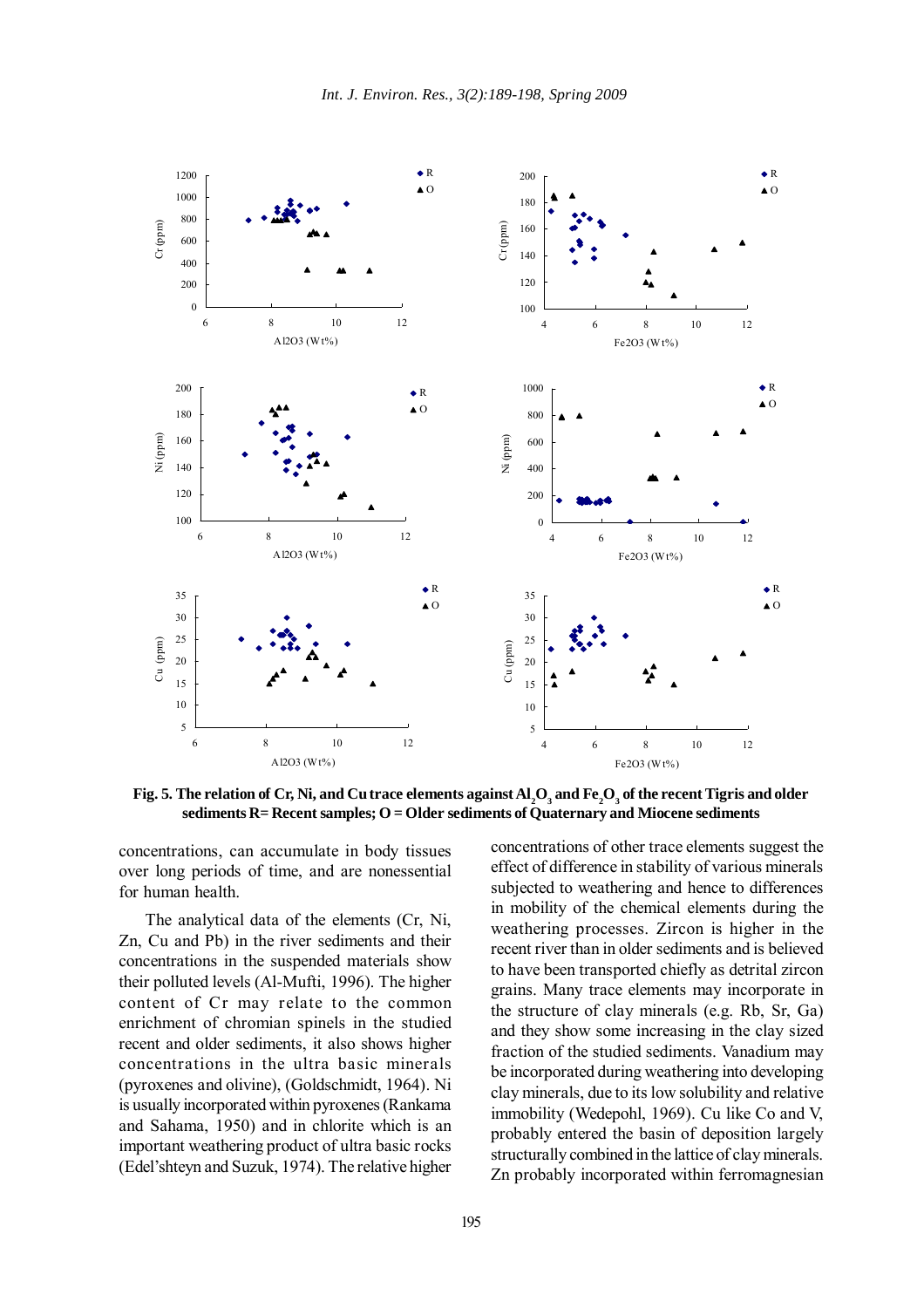**Fig. 5. The relation of Cr, Ni, and Cu trace elements against $Al_2O_3$ and $Fe_2O_3$ of the recent Tigris and older sediments R= Recent samples; O = Older sediments of Quaternary and Miocene sediments**

concentrations, can accumulate in body tissues over long periods of time, and are nonessential for human health.

The analytical data of the elements (Cr, Ni, Zn, Cu and Pb) in the river sediments and their concentrations in the suspended materials show their polluted levels (Al-Mufti, 1996). The higher content of Cr may relate to the common enrichment of chromian spinels in the studied recent and older sediments, it also shows higher concentrations in the ultra basic minerals (pyroxenes and olivine), (Goldschmidt, 1964). Ni is usually incorporated within pyroxenes (Rankama and Sahama, 1950) and in chlorite which is an important weathering product of ultra basic rocks (Edel'shteyn and Suzuk, 1974). The relative higher concentrations of other trace elements suggest the effect of difference in stability of various minerals subjected to weathering and hence to differences in mobility of the chemical elements during the weathering processes. Zircon is higher in the recent river than in older sediments and is believed to have been transported chiefly as detrital zircon grains. Many trace elements may incorporate in the structure of clay minerals (e.g. Rb, Sr, Ga) and they show some increasing in the clay sized fraction of the studied sediments. Vanadium may be incorporated during weathering into developing clay minerals, due to its low solubility and relative immobility (Wedepohl, 1969). Cu like Co and V, probably entered the basin of deposition largely structurally combined in the lattice of clay minerals. Zn probably incorporated within ferromagnesian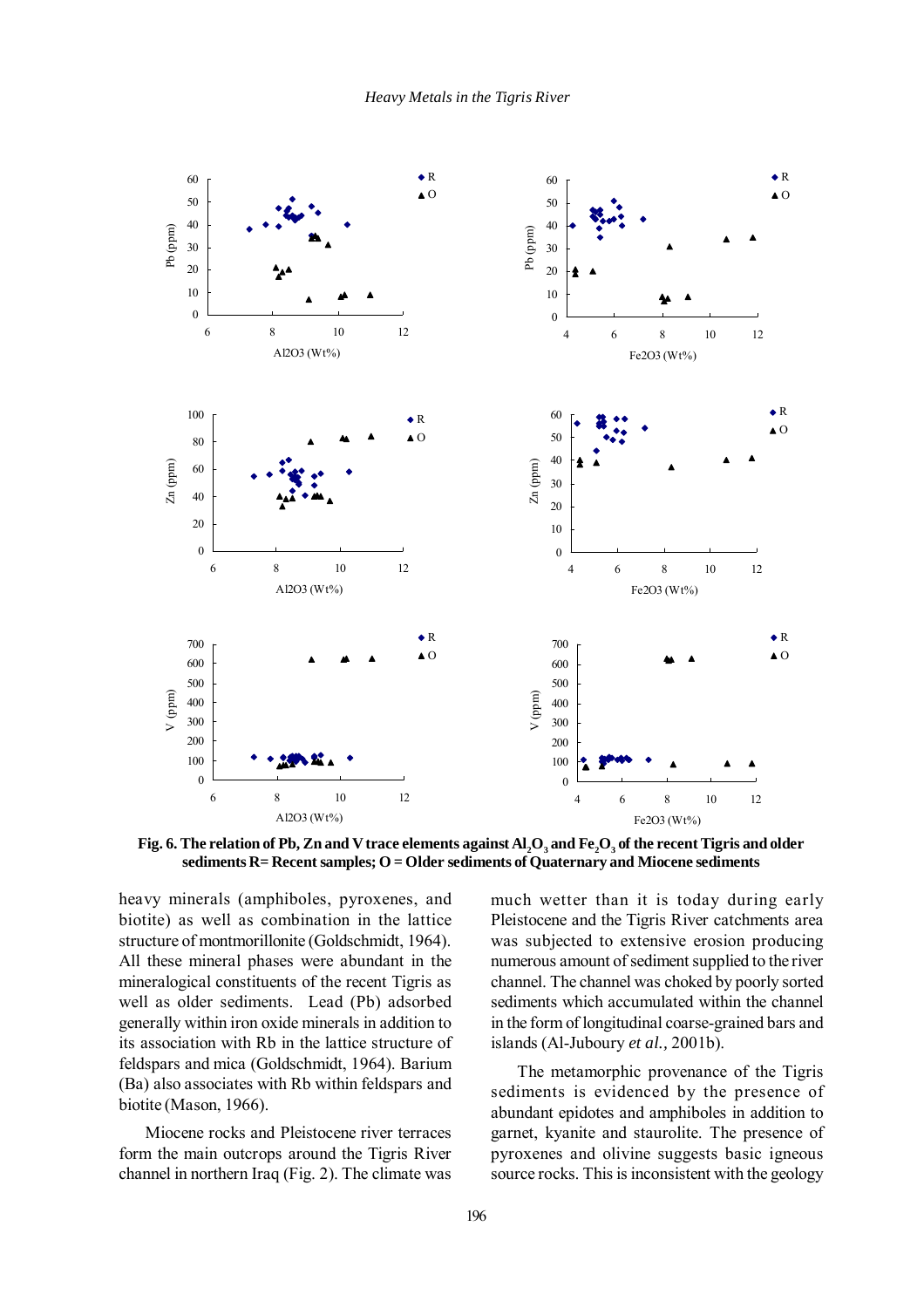**Fig. 6. The relation of Pb, Zn and V trace elements against $Al_2O_3$ and $Fe_2O_3$ of the recent Tigris and older sediments R= Recent samples; O = Older sediments of Quaternary and Miocene sediments**

heavy minerals (amphiboles, pyroxenes, and biotite) as well as combination in the lattice structure of montmorillonite (Goldschmidt, 1964). All these mineral phases were abundant in the mineralogical constituents of the recent Tigris as well as older sediments. Lead (Pb) adsorbed generally within iron oxide minerals in addition to its association with Rb in the lattice structure of feldspars and mica (Goldschmidt, 1964). Barium (Ba) also associates with Rb within feldspars and biotite (Mason, 1966).

Miocene rocks and Pleistocene river terraces form the main outcrops around the Tigris River channel in northern Iraq (Fig. 2). The climate was much wetter than it is today during early Pleistocene and the Tigris River catchments area was subjected to extensive erosion producing numerous amount of sediment supplied to the river channel. The channel was choked by poorly sorted sediments which accumulated within the channel in the form of longitudinal coarse-grained bars and islands (Al-Juboury *et al.*, 2001b).

The metamorphic provenance of the Tigris sediments is evidenced by the presence of abundant epidotes and amphiboles in addition to garnet, kyanite and staurolite. The presence of pyroxenes and olivine suggests basic igneous source rocks. This is inconsistent with the geology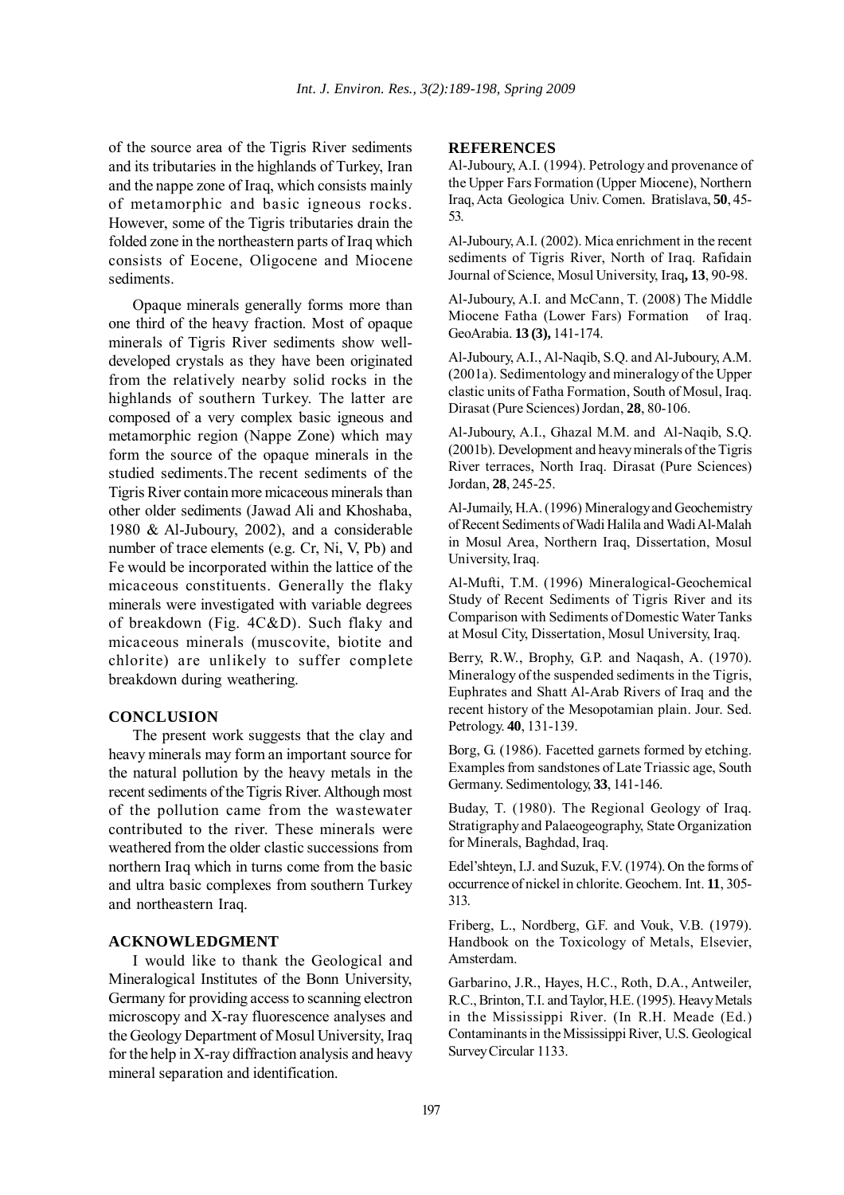of the source area of the Tigris River sediments and its tributaries in the highlands of Turkey, Iran and the nappe zone of Iraq, which consists mainly of metamorphic and basic igneous rocks. However, some of the Tigris tributaries drain the folded zone in the northeastern parts of Iraq which consists of Eocene, Oligocene and Miocene sediments.

Opaque minerals generally forms more than one third of the heavy fraction. Most of opaque minerals of Tigris River sediments show well-developed crystals as they have been originated from the relatively nearby solid rocks in the highlands of southern Turkey. The latter are composed of a very complex basic igneous and metamorphic region (Nappe Zone) which may form the source of the opaque minerals in the studied sediments.The recent sediments of the Tigris River contain more micaceous minerals than other older sediments (Jawad Ali and Khoshaba, 1980 & Al-Juboury, 2002), and a considerable number of trace elements (e.g. Cr, Ni, V, Pb) and Fe would be incorporated within the lattice of the micaceous constituents. Generally the flaky minerals were investigated with variable degrees of breakdown (Fig. 4C&D). Such flaky and micaceous minerals (muscovite, biotite and chlorite) are unlikely to suffer complete breakdown during weathering.

## CONCLUSION

The present work suggests that the clay and heavy minerals may form an important source for the natural pollution by the heavy metals in the recent sediments of the Tigris River. Although most of the pollution came from the wastewater contributed to the river. These minerals were weathered from the older clastic successions from northern Iraq which in turns come from the basic and ultra basic complexes from southern Turkey and northeastern Iraq.

## ACKNOWLEDGMENT

I would like to thank the Geological and Mineralogical Institutes of the Bonn University, Germany for providing access to scanning electron microscopy and X-ray fluorescence analyses and the Geology Department of Mosul University, Iraq for the help in X-ray diffraction analysis and heavy mineral separation and identification.

## REFERENCES

Al-Juboury, A.I. (1994). Petrology and provenance of the Upper Fars Formation (Upper Miocene), Northern Iraq, Acta Geologica Univ. Comen. Bratislava, **50**, 45-53.

Al-Juboury, A.I. (2002). Mica enrichment in the recent sediments of Tigris River, North of Iraq. Rafidain Journal of Science, Mosul University, Iraq**, 13**, 90-98.

Al-Juboury, A.I. and McCann, T. (2008) The Middle Miocene Fatha (Lower Fars) Formation of Iraq. GeoArabia. **13 (3),** 141-174.

Al-Juboury, A.I., Al-Naqib, S.Q. and Al-Juboury, A.M. (2001a). Sedimentology and mineralogy of the Upper clastic units of Fatha Formation, South of Mosul, Iraq. Dirasat (Pure Sciences) Jordan, **28**, 80-106.

Al-Juboury, A.I., Ghazal M.M. and Al-Naqib, S.Q. (2001b). Development and heavy minerals of the Tigris River terraces, North Iraq. Dirasat (Pure Sciences) Jordan, **28**, 245-25.

Al-Jumaily, H.A. (1996) Mineralogy and Geochemistry of Recent Sediments of Wadi Halila and Wadi Al-Malah in Mosul Area, Northern Iraq, Dissertation, Mosul University, Iraq.

Al-Mufti, T.M. (1996) Mineralogical-Geochemical Study of Recent Sediments of Tigris River and its Comparison with Sediments of Domestic Water Tanks at Mosul City, Dissertation, Mosul University, Iraq.

Berry, R.W., Brophy, G.P. and Naqash, A. (1970). Mineralogy of the suspended sediments in the Tigris, Euphrates and Shatt Al-Arab Rivers of Iraq and the recent history of the Mesopotamian plain. Jour. Sed. Petrology. **40**, 131-139.

Borg, G. (1986). Facetted garnets formed by etching. Examples from sandstones of Late Triassic age, South Germany. Sedimentology, **33**, 141-146.

Buday, T. (1980). The Regional Geology of Iraq. Stratigraphy and Palaeogeography, State Organization for Minerals, Baghdad, Iraq.

Edel'shteyn, I.J. and Suzuk, F.V. (1974). On the forms of occurrence of nickel in chlorite. Geochem. Int. **11**, 305-313.

Friberg, L., Nordberg, G.F. and Vouk, V.B. (1979). Handbook on the Toxicology of Metals, Elsevier, Amsterdam.

Garbarino, J.R., Hayes, H.C., Roth, D.A., Antweiler, R.C., Brinton, T.I. and Taylor, H.E. (1995). Heavy Metals in the Mississippi River. (In R.H. Meade (Ed.) Contaminants in the Mississippi River, U.S. Geological Survey Circular 1133.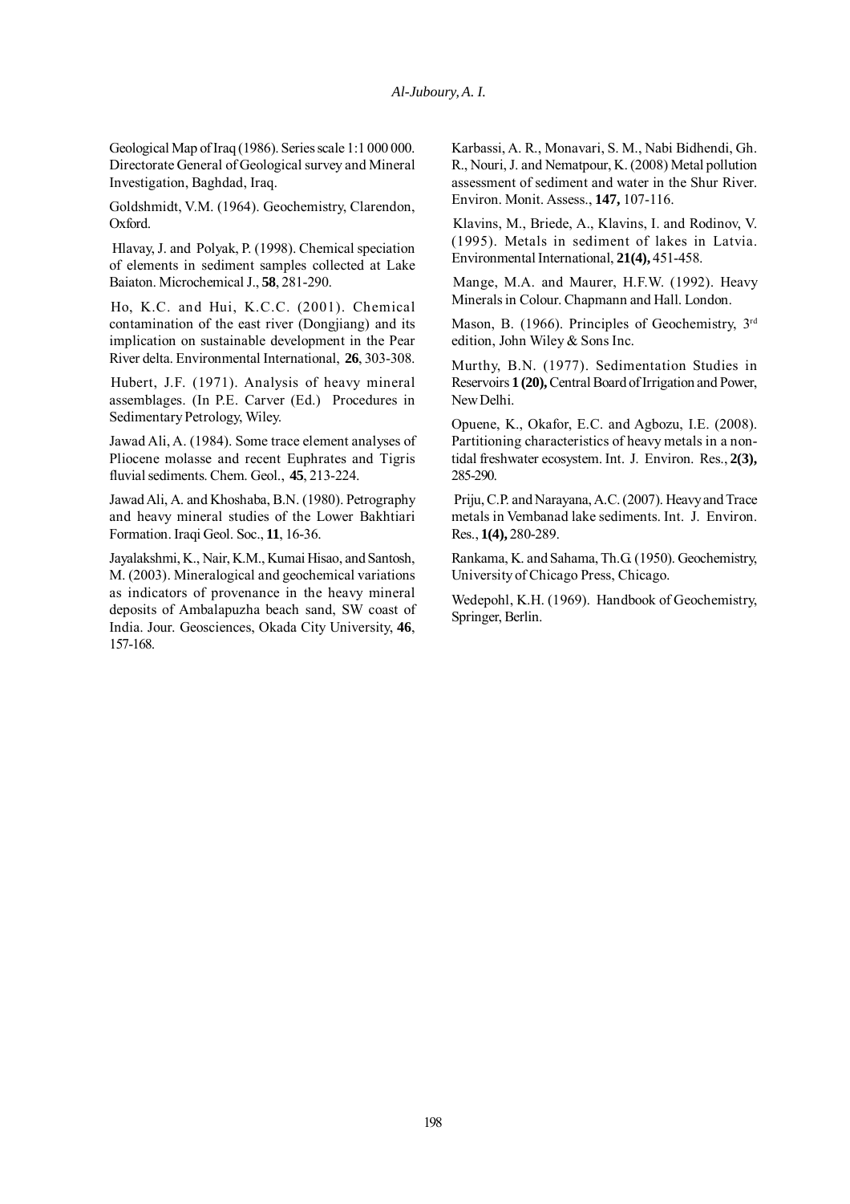Geological Map of Iraq (1986). Series scale 1:1 000 000. Directorate General of Geological survey and Mineral Investigation, Baghdad, Iraq.

Goldshmidt, V.M. (1964). Geochemistry, Clarendon, Oxford.

Hlavay, J. and Polyak, P. (1998). Chemical speciation of elements in sediment samples collected at Lake Baiaton. Microchemical J., **58**, 281-290.

Ho, K.C. and Hui, K.C.C. (2001). Chemical contamination of the east river (Dongjiang) and its implication on sustainable development in the Pear River delta. Environmental International, **26**, 303-308.

Hubert, J.F. (1971). Analysis of heavy mineral assemblages. (In P.E. Carver (Ed.) Procedures in Sedimentary Petrology, Wiley.

Jawad Ali, A. (1984). Some trace element analyses of Pliocene molasse and recent Euphrates and Tigris fluvial sediments. Chem. Geol., **45**, 213-224.

Jawad Ali, A. and Khoshaba, B.N. (1980). Petrography and heavy mineral studies of the Lower Bakhtiari Formation. Iraqi Geol. Soc., **11**, 16-36.

Jayalakshmi, K., Nair, K.M., Kumai Hisao, and Santosh, M. (2003). Mineralogical and geochemical variations as indicators of provenance in the heavy mineral deposits of Ambalapuzha beach sand, SW coast of India. Jour. Geosciences, Okada City University, **46**, 157-168.

Karbassi, A. R., Monavari, S. M., Nabi Bidhendi, Gh. R., Nouri, J. and Nematpour, K. (2008) Metal pollution assessment of sediment and water in the Shur River. Environ. Monit. Assess., **147,** 107-116.

Klavins, M., Briede, A., Klavins, I. and Rodinov, V. (1995). Metals in sediment of lakes in Latvia. Environmental International, **21(4),** 451-458.

Mange, M.A. and Maurer, H.F.W. (1992). Heavy Minerals in Colour. Chapmann and Hall. London.

Mason, B. (1966). Principles of Geochemistry, 3rd edition, John Wiley & Sons Inc.

Murthy, B.N. (1977). Sedimentation Studies in Reservoirs **1 (20),** Central Board of Irrigation and Power, New Delhi.

Opuene, K., Okafor, E.C. and Agbozu, I.E. (2008). Partitioning characteristics of heavy metals in a non-tidal freshwater ecosystem. Int. J. Environ. Res., **2(3),** 285-290.

Priju, C.P. and Narayana, A.C. (2007). Heavy and Trace metals in Vembanad lake sediments. Int. J. Environ. Res., **1(4),** 280-289.

Rankama, K. and Sahama, Th.G. (1950). Geochemistry, University of Chicago Press, Chicago.

Wedepohl, K.H. (1969). Handbook of Geochemistry, Springer, Berlin.